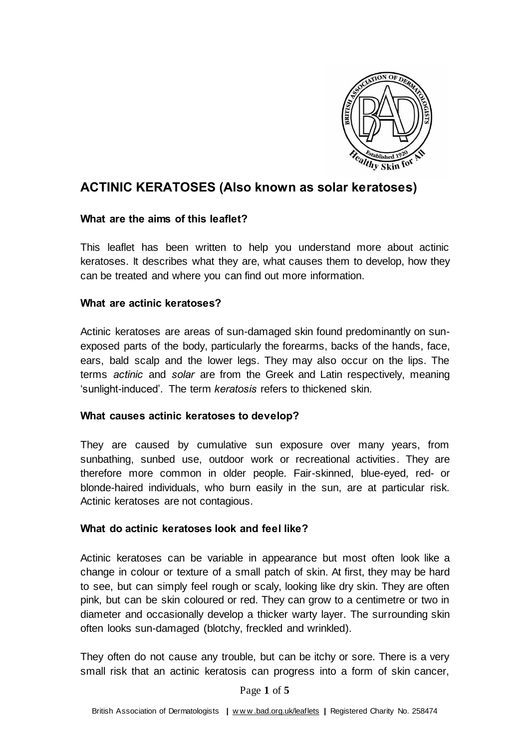# ACTINIC KERATOSES (Also known as solar keratoses)

### What are the aims of this leaflet?

This leaflet has been written to help you understand more about actinic keratoses. It describes what they are, what causes them to develop, how they can be treated and where you can find out more information.

### What are actinic keratoses?

Actinic keratoses are areas of sun-damaged skin found predominantly on sun-exposed parts of the body, particularly the forearms, backs of the hands, face, ears, bald scalp and the lower legs. They may also occur on the lips. The terms *actinic* and *solar* are from the Greek and Latin respectively, meaning 'sunlight-induced'. The term *keratosis* refers to thickened skin.

### What causes actinic keratoses to develop?

They are caused by cumulative sun exposure over many years, from sunbathing, sunbed use, outdoor work or recreational activities. They are therefore more common in older people. Fair-skinned, blue-eyed, red- or blonde-haired individuals, who burn easily in the sun, are at particular risk. Actinic keratoses are not contagious.

### What do actinic keratoses look and feel like?

Actinic keratoses can be variable in appearance but most often look like a change in colour or texture of a small patch of skin. At first, they may be hard to see, but can simply feel rough or scaly, looking like dry skin. They are often pink, but can be skin coloured or red. They can grow to a centimetre or two in diameter and occasionally develop a thicker warty layer. The surrounding skin often looks sun-damaged (blotchy, freckled and wrinkled).

They often do not cause any trouble, but can be itchy or sore. There is a very small risk that an actinic keratosis can progress into a form of skin cancer,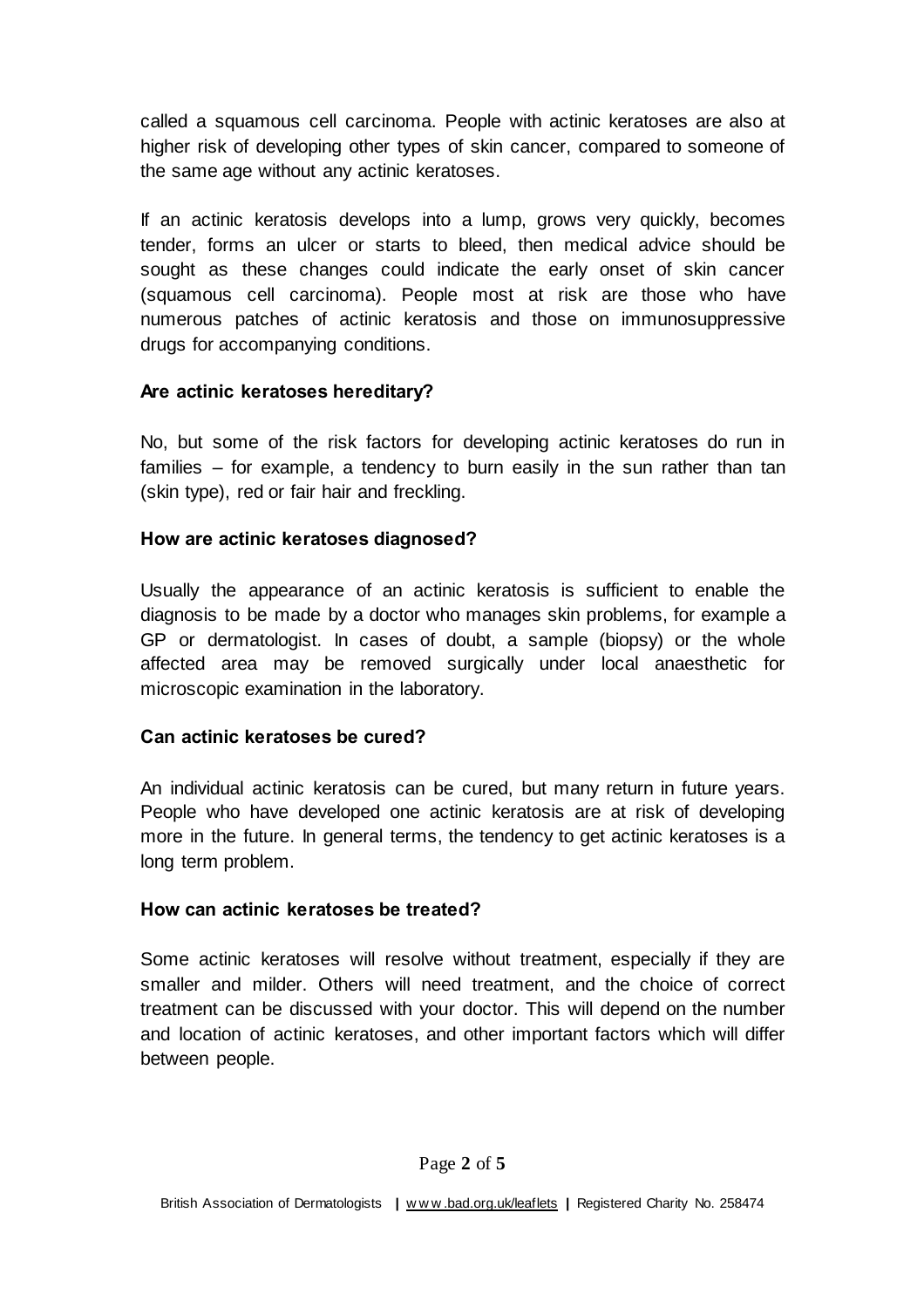called a squamous cell carcinoma. People with actinic keratoses are also at higher risk of developing other types of skin cancer, compared to someone of the same age without any actinic keratoses.

If an actinic keratosis develops into a lump, grows very quickly, becomes tender, forms an ulcer or starts to bleed, then medical advice should be sought as these changes could indicate the early onset of skin cancer (squamous cell carcinoma). People most at risk are those who have numerous patches of actinic keratosis and those on immunosuppressive drugs for accompanying conditions.

**Are actinic keratoses hereditary?**

No, but some of the risk factors for developing actinic keratoses do run in families – for example, a tendency to burn easily in the sun rather than tan (skin type), red or fair hair and freckling.

**How are actinic keratoses diagnosed?**

Usually the appearance of an actinic keratosis is sufficient to enable the diagnosis to be made by a doctor who manages skin problems, for example a GP or dermatologist. In cases of doubt, a sample (biopsy) or the whole affected area may be removed surgically under local anaesthetic for microscopic examination in the laboratory.

**Can actinic keratoses be cured?**

An individual actinic keratosis can be cured, but many return in future years. People who have developed one actinic keratosis are at risk of developing more in the future. In general terms, the tendency to get actinic keratoses is a long term problem.

**How can actinic keratoses be treated?**

Some actinic keratoses will resolve without treatment, especially if they are smaller and milder. Others will need treatment, and the choice of correct treatment can be discussed with your doctor. This will depend on the number and location of actinic keratoses, and other important factors which will differ between people.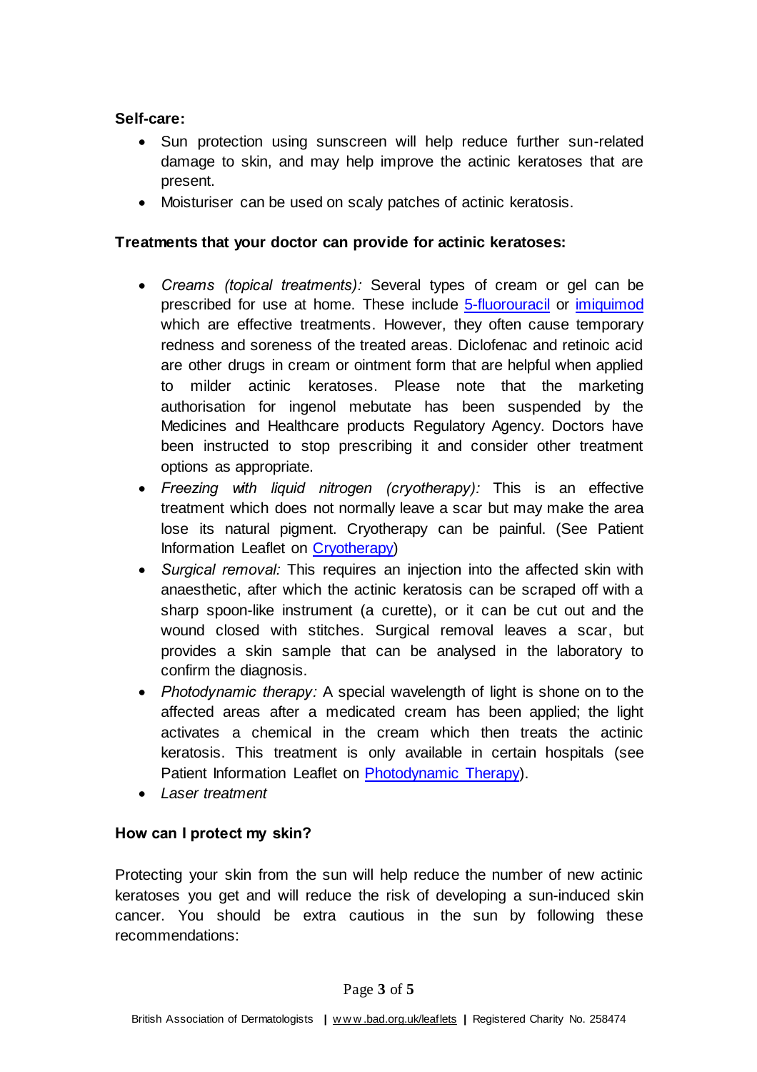**Self-care:**

- Sun protection using sunscreen will help reduce further sun-related damage to skin, and may help improve the actinic keratoses that are present.
- Moisturiser can be used on scaly patches of actinic keratosis.

**Treatments that your doctor can provide for actinic keratoses:**

- *Creams (topical treatments):* Several types of cream or gel can be prescribed for use at home. These include 5-fluorouracil or imiquimod which are effective treatments. However, they often cause temporary redness and soreness of the treated areas. Diclofenac and retinoic acid are other drugs in cream or ointment form that are helpful when applied to milder actinic keratoses. Please note that the marketing authorisation for ingenol mebutate has been suspended by the Medicines and Healthcare products Regulatory Agency. Doctors have been instructed to stop prescribing it and consider other treatment options as appropriate.
- *Freezing with liquid nitrogen (cryotherapy):* This is an effective treatment which does not normally leave a scar but may make the area lose its natural pigment. Cryotherapy can be painful. (See Patient Information Leaflet on Cryotherapy)
- *Surgical removal:* This requires an injection into the affected skin with anaesthetic, after which the actinic keratosis can be scraped off with a sharp spoon-like instrument (a curette), or it can be cut out and the wound closed with stitches. Surgical removal leaves a scar, but provides a skin sample that can be analysed in the laboratory to confirm the diagnosis.
- *Photodynamic therapy:* A special wavelength of light is shone on to the affected areas after a medicated cream has been applied; the light activates a chemical in the cream which then treats the actinic keratosis. This treatment is only available in certain hospitals (see Patient Information Leaflet on Photodynamic Therapy).
- *Laser treatment*

**How can I protect my skin?**

Protecting your skin from the sun will help reduce the number of new actinic keratoses you get and will reduce the risk of developing a sun-induced skin cancer. You should be extra cautious in the sun by following these recommendations: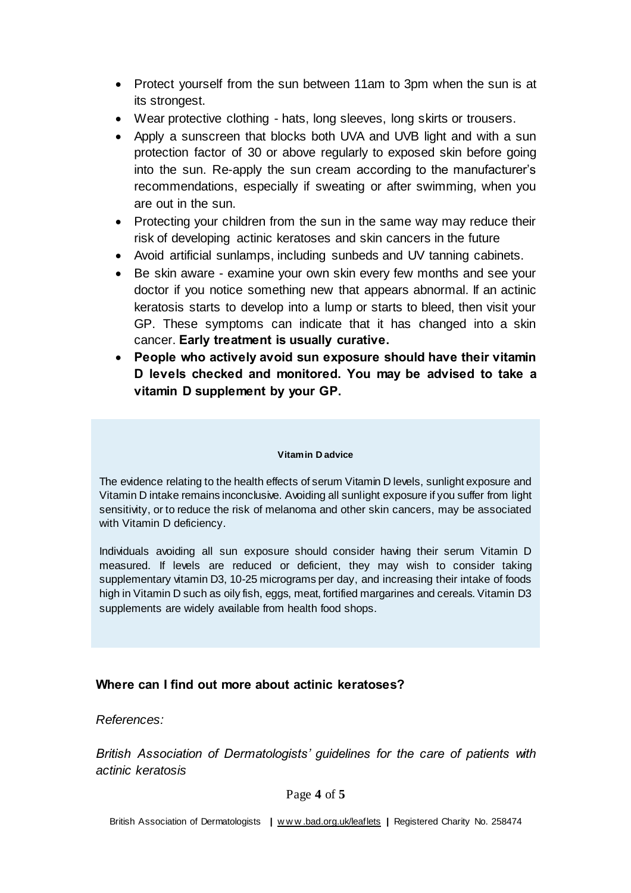- Protect yourself from the sun between 11am to 3pm when the sun is at its strongest.
- Wear protective clothing - hats, long sleeves, long skirts or trousers.
- Apply a sunscreen that blocks both UVA and UVB light and with a sun protection factor of 30 or above regularly to exposed skin before going into the sun. Re-apply the sun cream according to the manufacturer's recommendations, especially if sweating or after swimming, when you are out in the sun.
- Protecting your children from the sun in the same way may reduce their risk of developing actinic keratoses and skin cancers in the future
- Avoid artificial sunlamps, including sunbeds and UV tanning cabinets.
- Be skin aware - examine your own skin every few months and see your doctor if you notice something new that appears abnormal. If an actinic keratosis starts to develop into a lump or starts to bleed, then visit your GP. These symptoms can indicate that it has changed into a skin cancer. **Early treatment is usually curative.**
- **People who actively avoid sun exposure should have their vitamin D levels checked and monitored. You may be advised to take a vitamin D supplement by your GP.**

**Vitamin D advice**

The evidence relating to the health effects of serum Vitamin D levels, sunlight exposure and Vitamin D intake remains inconclusive. Avoiding all sunlight exposure if you suffer from light sensitivity, or to reduce the risk of melanoma and other skin cancers, may be associated with Vitamin D deficiency.

Individuals avoiding all sun exposure should consider having their serum Vitamin D measured. If levels are reduced or deficient, they may wish to consider taking supplementary vitamin D3, 10-25 micrograms per day, and increasing their intake of foods high in Vitamin D such as oily fish, eggs, meat, fortified margarines and cereals. Vitamin D3 supplements are widely available from health food shops.

### Where can I find out more about actinic keratoses?

*References:*

*British Association of Dermatologists' guidelines for the care of patients with actinic keratosis*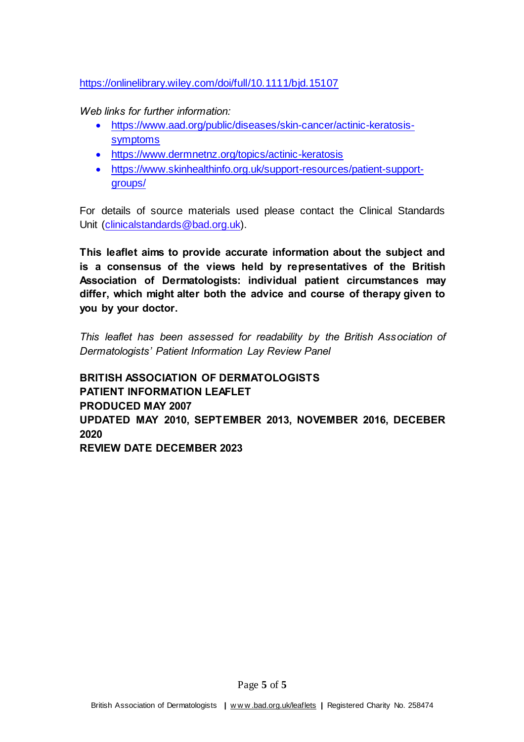https://onlinelibrary.wiley.com/doi/full/10.1111/bjd.15107

*Web links for further information:*

- https://www.aad.org/public/diseases/skin-cancer/actinic-keratosis-symptoms
- https://www.dermnetnz.org/topics/actinic-keratosis
- https://www.skinhealthinfo.org.uk/support-resources/patient-support-groups/

For details of source materials used please contact the Clinical Standards Unit (clinicalstandards@bad.org.uk).

**This leaflet aims to provide accurate information about the subject and is a consensus of the views held by representatives of the British Association of Dermatologists: individual patient circumstances may differ, which might alter both the advice and course of therapy given to you by your doctor.**

*This leaflet has been assessed for readability by the British Association of Dermatologists' Patient Information Lay Review Panel*

**BRITISH ASSOCIATION OF DERMATOLOGISTS**
**PATIENT INFORMATION LEAFLET**
**PRODUCED MAY 2007**
**UPDATED MAY 2010, SEPTEMBER 2013, NOVEMBER 2016, DECEBER 2020**
**REVIEW DATE DECEMBER 2023**